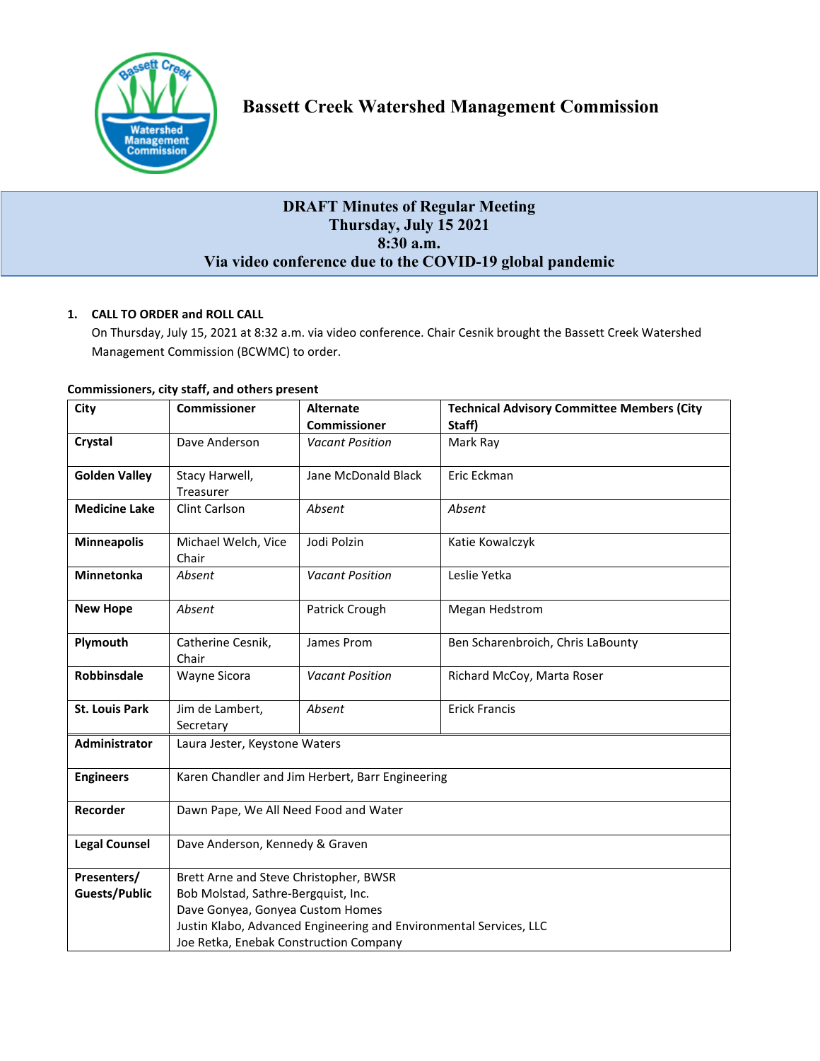# Bassett Creek Watershed Management Commission

## DRAFT Minutes of Regular Meeting
## Thursday, July 15 2021
## 8:30 a.m.
## Via video conference due to the COVID-19 global pandemic

**1. CALL TO ORDER and ROLL CALL**

On Thursday, July 15, 2021 at 8:32 a.m. via video conference. Chair Cesnik brought the Bassett Creek Watershed Management Commission (BCWMC) to order.

**Commissioners, city staff, and others present**

| City | Commissioner | Alternate Commissioner | Technical Advisory Committee Members (City Staff) |
|---|---|---|---|
| **Crystal** | Dave Anderson | *Vacant Position* | Mark Ray |
| **Golden Valley** | Stacy Harwell, Treasurer | Jane McDonald Black | Eric Eckman |
| **Medicine Lake** | Clint Carlson | *Absent* | *Absent* |
| **Minneapolis** | Michael Welch, Vice Chair | Jodi Polzin | Katie Kowalczyk |
| **Minnetonka** | *Absent* | *Vacant Position* | Leslie Yetka |
| **New Hope** | *Absent* | Patrick Crough | Megan Hedstrom |
| **Plymouth** | Catherine Cesnik, Chair | James Prom | Ben Scharenbroich, Chris LaBounty |
| **Robbinsdale** | Wayne Sicora | *Vacant Position* | Richard McCoy, Marta Roser |
| **St. Louis Park** | Jim de Lambert, Secretary | *Absent* | Erick Francis |
| **Administrator** | Laura Jester, Keystone Waters | | |
| **Engineers** | Karen Chandler and Jim Herbert, Barr Engineering | | |
| **Recorder** | Dawn Pape, We All Need Food and Water | | |
| **Legal Counsel** | Dave Anderson, Kennedy & Graven | | |
| **Presenters/ Guests/Public** | Brett Arne and Steve Christopher, BWSR<br>Bob Molstad, Sathre-Bergquist, Inc.<br>Dave Gonyea, Gonyea Custom Homes<br>Justin Klabo, Advanced Engineering and Environmental Services, LLC<br>Joe Retka, Enebak Construction Company | | |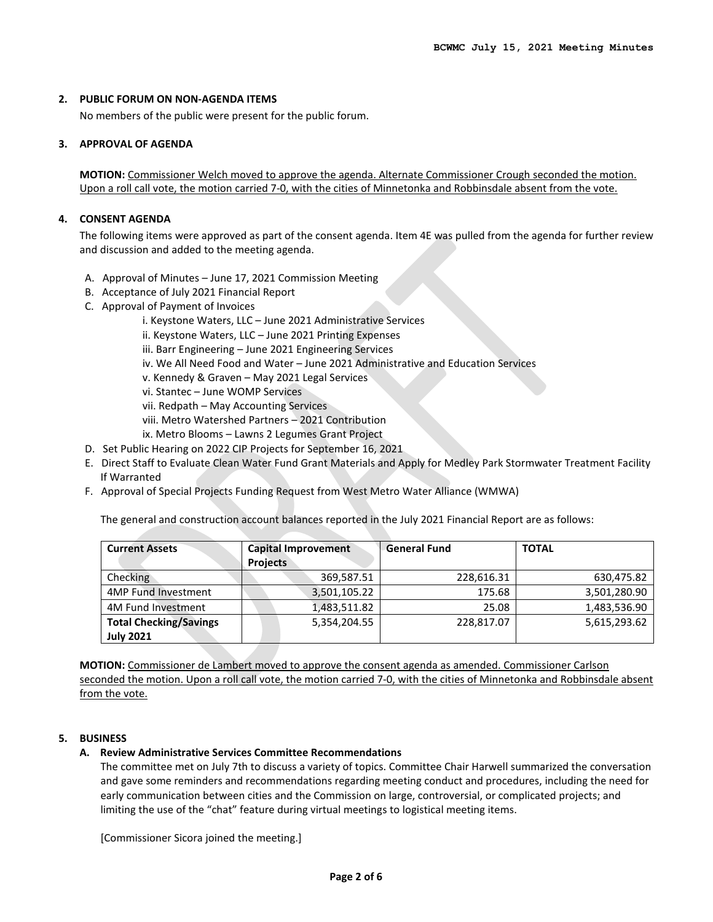**2. PUBLIC FORUM ON NON-AGENDA ITEMS**

No members of the public were present for the public forum.

**3. APPROVAL OF AGENDA**

**MOTION:** Commissioner Welch moved to approve the agenda. Alternate Commissioner Crough seconded the motion. Upon a roll call vote, the motion carried 7-0, with the cities of Minnetonka and Robbinsdale absent from the vote.

**4. CONSENT AGENDA**

The following items were approved as part of the consent agenda. Item 4E was pulled from the agenda for further review and discussion and added to the meeting agenda.

A. Approval of Minutes – June 17, 2021 Commission Meeting
B. Acceptance of July 2021 Financial Report
C. Approval of Payment of Invoices
    i. Keystone Waters, LLC – June 2021 Administrative Services
    ii. Keystone Waters, LLC – June 2021 Printing Expenses
    iii. Barr Engineering – June 2021 Engineering Services
    iv. We All Need Food and Water – June 2021 Administrative and Education Services
    v. Kennedy & Graven – May 2021 Legal Services
    vi. Stantec – June WOMP Services
    vii. Redpath – May Accounting Services
    viii. Metro Watershed Partners – 2021 Contribution
    ix. Metro Blooms – Lawns 2 Legumes Grant Project
D. Set Public Hearing on 2022 CIP Projects for September 16, 2021
E. Direct Staff to Evaluate Clean Water Fund Grant Materials and Apply for Medley Park Stormwater Treatment Facility If Warranted
F. Approval of Special Projects Funding Request from West Metro Water Alliance (WMWA)

The general and construction account balances reported in the July 2021 Financial Report are as follows:

| Current Assets | Capital Improvement Projects | General Fund | TOTAL |
|---|---|---|---|
| Checking | 369,587.51 | 228,616.31 | 630,475.82 |
| 4MP Fund Investment | 3,501,105.22 | 175.68 | 3,501,280.90 |
| 4M Fund Investment | 1,483,511.82 | 25.08 | 1,483,536.90 |
| **Total Checking/Savings July 2021** | 5,354,204.55 | 228,817.07 | 5,615,293.62 |

**MOTION:** Commissioner de Lambert moved to approve the consent agenda as amended. Commissioner Carlson seconded the motion. Upon a roll call vote, the motion carried 7-0, with the cities of Minnetonka and Robbinsdale absent from the vote.

**5. BUSINESS**

**A. Review Administrative Services Committee Recommendations**

The committee met on July 7th to discuss a variety of topics. Committee Chair Harwell summarized the conversation and gave some reminders and recommendations regarding meeting conduct and procedures, including the need for early communication between cities and the Commission on large, controversial, or complicated projects; and limiting the use of the "chat" feature during virtual meetings to logistical meeting items.

[Commissioner Sicora joined the meeting.]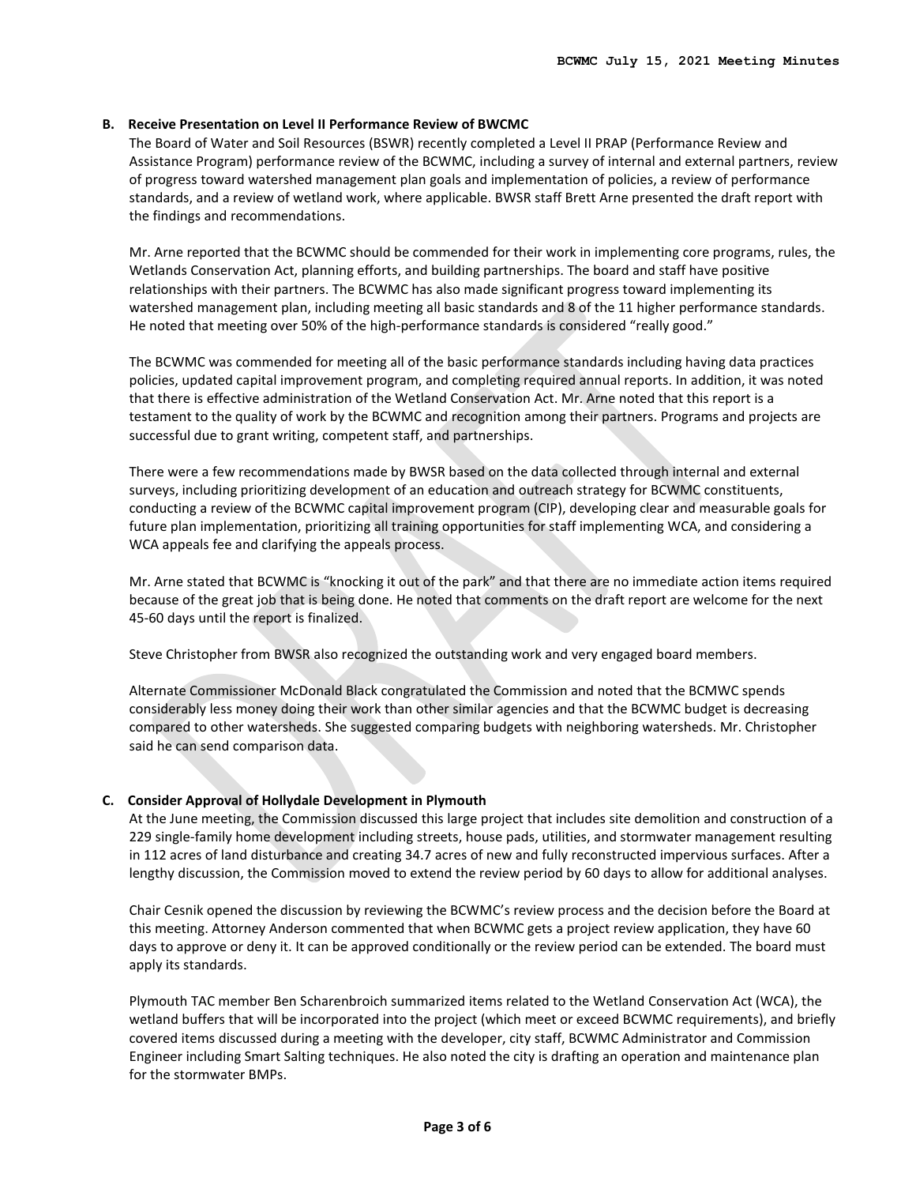**B. Receive Presentation on Level II Performance Review of BWCMC**

The Board of Water and Soil Resources (BSWR) recently completed a Level II PRAP (Performance Review and Assistance Program) performance review of the BCWMC, including a survey of internal and external partners, review of progress toward watershed management plan goals and implementation of policies, a review of performance standards, and a review of wetland work, where applicable. BWSR staff Brett Arne presented the draft report with the findings and recommendations.

Mr. Arne reported that the BCWMC should be commended for their work in implementing core programs, rules, the Wetlands Conservation Act, planning efforts, and building partnerships. The board and staff have positive relationships with their partners. The BCWMC has also made significant progress toward implementing its watershed management plan, including meeting all basic standards and 8 of the 11 higher performance standards. He noted that meeting over 50% of the high-performance standards is considered "really good."

The BCWMC was commended for meeting all of the basic performance standards including having data practices policies, updated capital improvement program, and completing required annual reports. In addition, it was noted that there is effective administration of the Wetland Conservation Act. Mr. Arne noted that this report is a testament to the quality of work by the BCWMC and recognition among their partners. Programs and projects are successful due to grant writing, competent staff, and partnerships.

There were a few recommendations made by BWSR based on the data collected through internal and external surveys, including prioritizing development of an education and outreach strategy for BCWMC constituents, conducting a review of the BCWMC capital improvement program (CIP), developing clear and measurable goals for future plan implementation, prioritizing all training opportunities for staff implementing WCA, and considering a WCA appeals fee and clarifying the appeals process.

Mr. Arne stated that BCWMC is "knocking it out of the park" and that there are no immediate action items required because of the great job that is being done. He noted that comments on the draft report are welcome for the next 45-60 days until the report is finalized.

Steve Christopher from BWSR also recognized the outstanding work and very engaged board members.

Alternate Commissioner McDonald Black congratulated the Commission and noted that the BCMWC spends considerably less money doing their work than other similar agencies and that the BCWMC budget is decreasing compared to other watersheds. She suggested comparing budgets with neighboring watersheds. Mr. Christopher said he can send comparison data.

**C. Consider Approval of Hollydale Development in Plymouth**

At the June meeting, the Commission discussed this large project that includes site demolition and construction of a 229 single-family home development including streets, house pads, utilities, and stormwater management resulting in 112 acres of land disturbance and creating 34.7 acres of new and fully reconstructed impervious surfaces. After a lengthy discussion, the Commission moved to extend the review period by 60 days to allow for additional analyses.

Chair Cesnik opened the discussion by reviewing the BCWMC's review process and the decision before the Board at this meeting. Attorney Anderson commented that when BCWMC gets a project review application, they have 60 days to approve or deny it. It can be approved conditionally or the review period can be extended. The board must apply its standards.

Plymouth TAC member Ben Scharenbroich summarized items related to the Wetland Conservation Act (WCA), the wetland buffers that will be incorporated into the project (which meet or exceed BCWMC requirements), and briefly covered items discussed during a meeting with the developer, city staff, BCWMC Administrator and Commission Engineer including Smart Salting techniques. He also noted the city is drafting an operation and maintenance plan for the stormwater BMPs.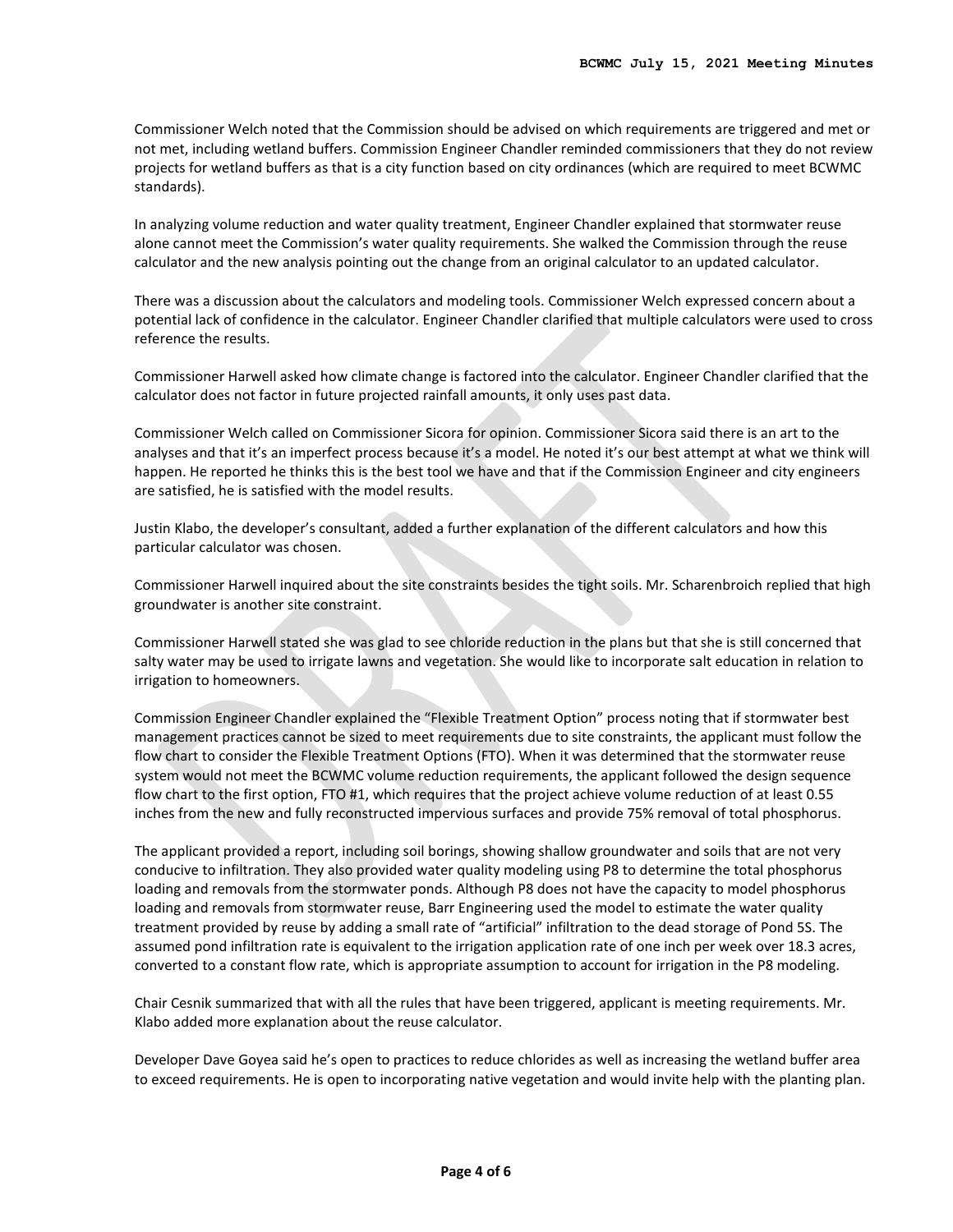Commissioner Welch noted that the Commission should be advised on which requirements are triggered and met or not met, including wetland buffers. Commission Engineer Chandler reminded commissioners that they do not review projects for wetland buffers as that is a city function based on city ordinances (which are required to meet BCWMC standards).

In analyzing volume reduction and water quality treatment, Engineer Chandler explained that stormwater reuse alone cannot meet the Commission's water quality requirements. She walked the Commission through the reuse calculator and the new analysis pointing out the change from an original calculator to an updated calculator.

There was a discussion about the calculators and modeling tools. Commissioner Welch expressed concern about a potential lack of confidence in the calculator. Engineer Chandler clarified that multiple calculators were used to cross reference the results.

Commissioner Harwell asked how climate change is factored into the calculator. Engineer Chandler clarified that the calculator does not factor in future projected rainfall amounts, it only uses past data.

Commissioner Welch called on Commissioner Sicora for opinion. Commissioner Sicora said there is an art to the analyses and that it's an imperfect process because it's a model. He noted it's our best attempt at what we think will happen. He reported he thinks this is the best tool we have and that if the Commission Engineer and city engineers are satisfied, he is satisfied with the model results.

Justin Klabo, the developer's consultant, added a further explanation of the different calculators and how this particular calculator was chosen.

Commissioner Harwell inquired about the site constraints besides the tight soils. Mr. Scharenbroich replied that high groundwater is another site constraint.

Commissioner Harwell stated she was glad to see chloride reduction in the plans but that she is still concerned that salty water may be used to irrigate lawns and vegetation. She would like to incorporate salt education in relation to irrigation to homeowners.

Commission Engineer Chandler explained the "Flexible Treatment Option" process noting that if stormwater best management practices cannot be sized to meet requirements due to site constraints, the applicant must follow the flow chart to consider the Flexible Treatment Options (FTO). When it was determined that the stormwater reuse system would not meet the BCWMC volume reduction requirements, the applicant followed the design sequence flow chart to the first option, FTO #1, which requires that the project achieve volume reduction of at least 0.55 inches from the new and fully reconstructed impervious surfaces and provide 75% removal of total phosphorus.

The applicant provided a report, including soil borings, showing shallow groundwater and soils that are not very conducive to infiltration. They also provided water quality modeling using P8 to determine the total phosphorus loading and removals from the stormwater ponds. Although P8 does not have the capacity to model phosphorus loading and removals from stormwater reuse, Barr Engineering used the model to estimate the water quality treatment provided by reuse by adding a small rate of "artificial" infiltration to the dead storage of Pond 5S. The assumed pond infiltration rate is equivalent to the irrigation application rate of one inch per week over 18.3 acres, converted to a constant flow rate, which is appropriate assumption to account for irrigation in the P8 modeling.

Chair Cesnik summarized that with all the rules that have been triggered, applicant is meeting requirements. Mr. Klabo added more explanation about the reuse calculator.

Developer Dave Goyea said he's open to practices to reduce chlorides as well as increasing the wetland buffer area to exceed requirements. He is open to incorporating native vegetation and would invite help with the planting plan.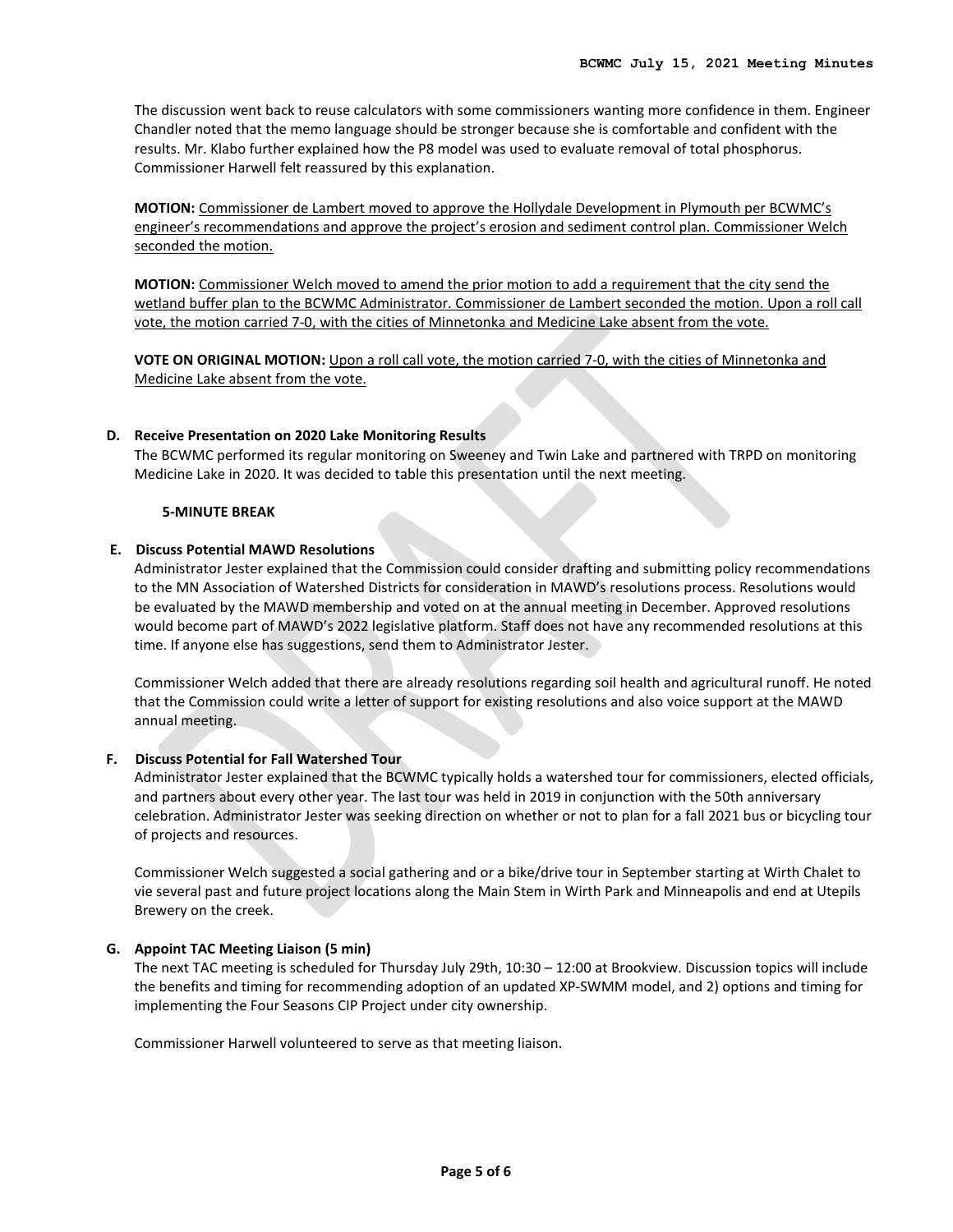The discussion went back to reuse calculators with some commissioners wanting more confidence in them. Engineer Chandler noted that the memo language should be stronger because she is comfortable and confident with the results. Mr. Klabo further explained how the P8 model was used to evaluate removal of total phosphorus. Commissioner Harwell felt reassured by this explanation.

**MOTION:** Commissioner de Lambert moved to approve the Hollydale Development in Plymouth per BCWMC's engineer's recommendations and approve the project's erosion and sediment control plan. Commissioner Welch seconded the motion.

**MOTION:** Commissioner Welch moved to amend the prior motion to add a requirement that the city send the wetland buffer plan to the BCWMC Administrator. Commissioner de Lambert seconded the motion. Upon a roll call vote, the motion carried 7-0, with the cities of Minnetonka and Medicine Lake absent from the vote.

**VOTE ON ORIGINAL MOTION:** Upon a roll call vote, the motion carried 7-0, with the cities of Minnetonka and Medicine Lake absent from the vote.

**D. Receive Presentation on 2020 Lake Monitoring Results**

The BCWMC performed its regular monitoring on Sweeney and Twin Lake and partnered with TRPD on monitoring Medicine Lake in 2020. It was decided to table this presentation until the next meeting.

**5-MINUTE BREAK**

**E. Discuss Potential MAWD Resolutions**

Administrator Jester explained that the Commission could consider drafting and submitting policy recommendations to the MN Association of Watershed Districts for consideration in MAWD's resolutions process. Resolutions would be evaluated by the MAWD membership and voted on at the annual meeting in December. Approved resolutions would become part of MAWD's 2022 legislative platform. Staff does not have any recommended resolutions at this time. If anyone else has suggestions, send them to Administrator Jester.

Commissioner Welch added that there are already resolutions regarding soil health and agricultural runoff. He noted that the Commission could write a letter of support for existing resolutions and also voice support at the MAWD annual meeting.

**F. Discuss Potential for Fall Watershed Tour**

Administrator Jester explained that the BCWMC typically holds a watershed tour for commissioners, elected officials, and partners about every other year. The last tour was held in 2019 in conjunction with the 50th anniversary celebration. Administrator Jester was seeking direction on whether or not to plan for a fall 2021 bus or bicycling tour of projects and resources.

Commissioner Welch suggested a social gathering and or a bike/drive tour in September starting at Wirth Chalet to vie several past and future project locations along the Main Stem in Wirth Park and Minneapolis and end at Utepils Brewery on the creek.

**G. Appoint TAC Meeting Liaison (5 min)**

The next TAC meeting is scheduled for Thursday July 29th, 10:30 – 12:00 at Brookview. Discussion topics will include the benefits and timing for recommending adoption of an updated XP-SWMM model, and 2) options and timing for implementing the Four Seasons CIP Project under city ownership.

Commissioner Harwell volunteered to serve as that meeting liaison.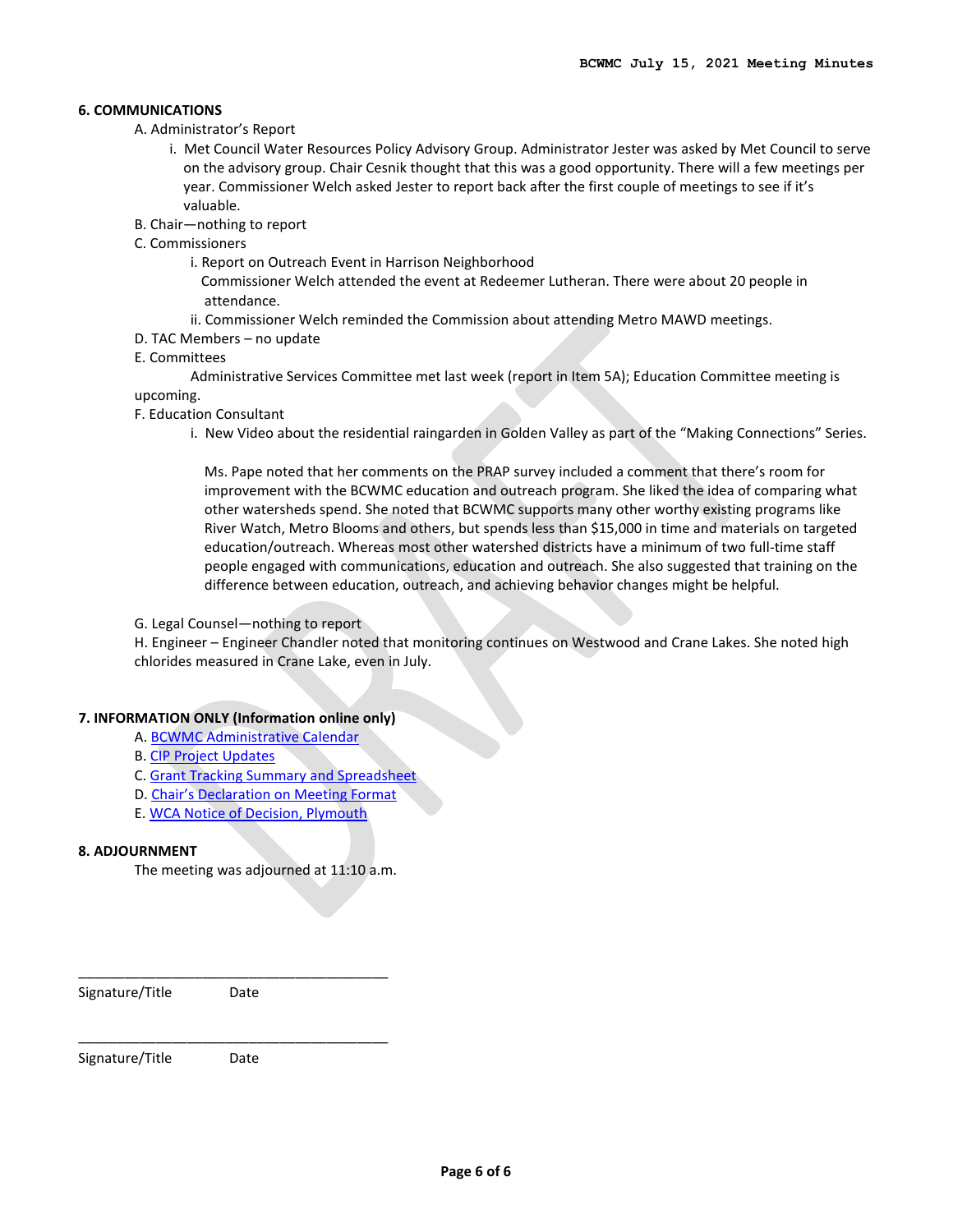**6. COMMUNICATIONS**

A. Administrator's Report

i. Met Council Water Resources Policy Advisory Group. Administrator Jester was asked by Met Council to serve on the advisory group. Chair Cesnik thought that this was a good opportunity. There will a few meetings per year. Commissioner Welch asked Jester to report back after the first couple of meetings to see if it's valuable.

B. Chair—nothing to report

C. Commissioners

i. Report on Outreach Event in Harrison Neighborhood
Commissioner Welch attended the event at Redeemer Lutheran. There were about 20 people in attendance.

ii. Commissioner Welch reminded the Commission about attending Metro MAWD meetings.

D. TAC Members – no update

E. Committees

Administrative Services Committee met last week (report in Item 5A); Education Committee meeting is upcoming.

F. Education Consultant

i. New Video about the residential raingarden in Golden Valley as part of the "Making Connections" Series.

Ms. Pape noted that her comments on the PRAP survey included a comment that there's room for improvement with the BCWMC education and outreach program. She liked the idea of comparing what other watersheds spend. She noted that BCWMC supports many other worthy existing programs like River Watch, Metro Blooms and others, but spends less than $15,000 in time and materials on targeted education/outreach. Whereas most other watershed districts have a minimum of two full-time staff people engaged with communications, education and outreach. She also suggested that training on the difference between education, outreach, and achieving behavior changes might be helpful.

G. Legal Counsel—nothing to report

H. Engineer – Engineer Chandler noted that monitoring continues on Westwood and Crane Lakes. She noted high chlorides measured in Crane Lake, even in July.

**7. INFORMATION ONLY (Information online only)**

A. BCWMC Administrative Calendar

B. CIP Project Updates

C. Grant Tracking Summary and Spreadsheet

D. Chair's Declaration on Meeting Format

E. WCA Notice of Decision, Plymouth

**8. ADJOURNMENT**

The meeting was adjourned at 11:10 a.m.

\_\_\_\_\_\_\_\_\_\_\_\_\_\_\_\_\_\_\_\_\_\_\_\_\_\_\_\_\_\_\_\_\_\_\_\_\_\_\_\_

Signature/Title Date

\_\_\_\_\_\_\_\_\_\_\_\_\_\_\_\_\_\_\_\_\_\_\_\_\_\_\_\_\_\_\_\_\_\_\_\_\_\_\_\_

Signature/Title Date